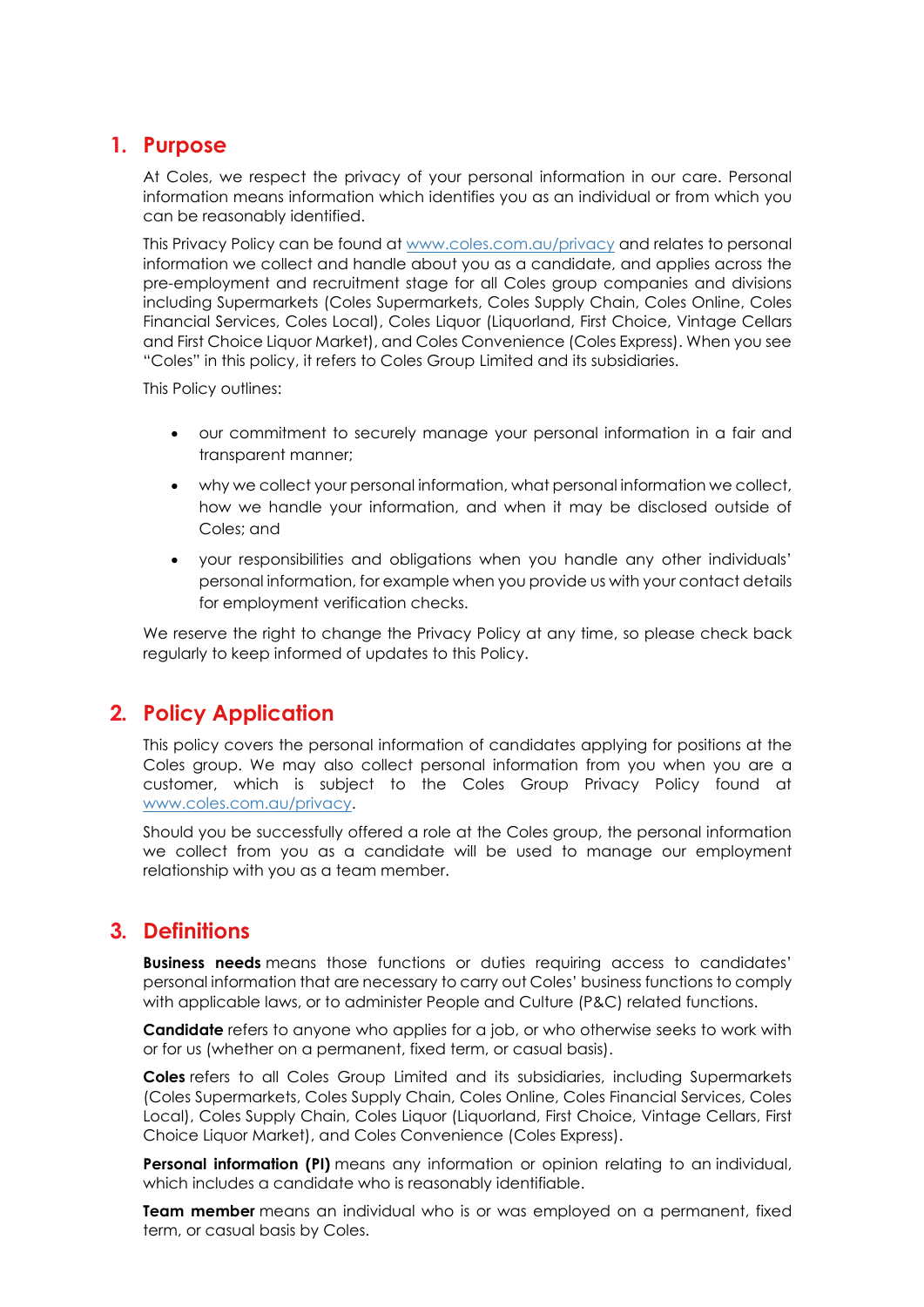## 1. Purpose

At Coles, we respect the privacy of your personal information in our care. Personal information means information which identifies you as an individual or from which you can be reasonably identified.

This Privacy Policy can be found at www.coles.com.au/privacy and relates to personal information we collect and handle about you as a candidate, and applies across the pre-employment and recruitment stage for all Coles group companies and divisions including Supermarkets (Coles Supermarkets, Coles Supply Chain, Coles Online, Coles Financial Services, Coles Local), Coles Liquor (Liquorland, First Choice, Vintage Cellars and First Choice Liquor Market), and Coles Convenience (Coles Express). When you see "Coles" in this policy, it refers to Coles Group Limited and its subsidiaries.

This Policy outlines:

- our commitment to securely manage your personal information in a fair and transparent manner;
- why we collect your personal information, what personal information we collect, how we handle your information, and when it may be disclosed outside of Coles; and
- your responsibilities and obligations when you handle any other individuals' personal information, for example when you provide us with your contact details for employment verification checks.

We reserve the right to change the Privacy Policy at any time, so please check back regularly to keep informed of updates to this Policy.

## 2. Policy Application

This policy covers the personal information of candidates applying for positions at the Coles group. We may also collect personal information from you when you are a customer, which is subject to the Coles Group Privacy Policy found at www.coles.com.au/privacy.

Should you be successfully offered a role at the Coles group, the personal information we collect from you as a candidate will be used to manage our employment relationship with you as a team member.

## 3. Definitions

**Business needs** means those functions or duties requiring access to candidates' personal information that are necessary to carry out Coles' business functions to comply with applicable laws, or to administer People and Culture (P&C) related functions.

**Candidate** refers to anyone who applies for a job, or who otherwise seeks to work with or for us (whether on a permanent, fixed term, or casual basis).

**Coles** refers to all Coles Group Limited and its subsidiaries, including Supermarkets (Coles Supermarkets, Coles Supply Chain, Coles Online, Coles Financial Services, Coles Local), Coles Supply Chain, Coles Liquor (Liquorland, First Choice, Vintage Cellars, First Choice Liquor Market), and Coles Convenience (Coles Express).

**Personal information (PI)** means any information or opinion relating to an individual, which includes a candidate who is reasonably identifiable.

**Team member** means an individual who is or was employed on a permanent, fixed term, or casual basis by Coles.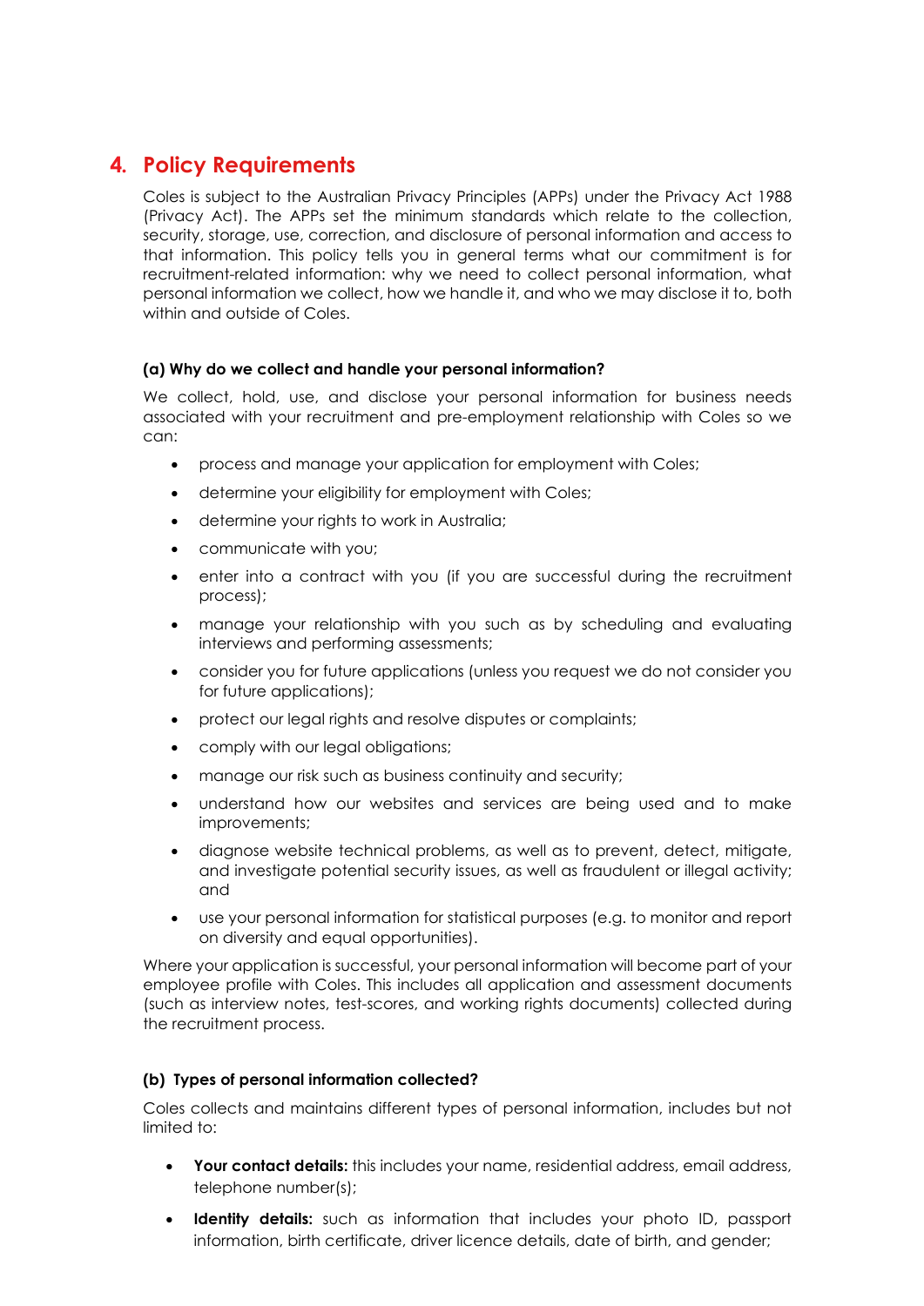## 4. Policy Requirements

Coles is subject to the Australian Privacy Principles (APPs) under the Privacy Act 1988 (Privacy Act). The APPs set the minimum standards which relate to the collection, security, storage, use, correction, and disclosure of personal information and access to that information. This policy tells you in general terms what our commitment is for recruitment-related information: why we need to collect personal information, what personal information we collect, how we handle it, and who we may disclose it to, both within and outside of Coles.

### (a) Why do we collect and handle your personal information?

We collect, hold, use, and disclose your personal information for business needs associated with your recruitment and pre-employment relationship with Coles so we can:

- process and manage your application for employment with Coles;
- determine your eligibility for employment with Coles;
- determine your rights to work in Australia;
- communicate with you;
- enter into a contract with you (if you are successful during the recruitment process);
- manage your relationship with you such as by scheduling and evaluating interviews and performing assessments;
- consider you for future applications (unless you request we do not consider you for future applications);
- protect our legal rights and resolve disputes or complaints;
- comply with our legal obligations;
- manage our risk such as business continuity and security;
- understand how our websites and services are being used and to make improvements;
- diagnose website technical problems, as well as to prevent, detect, mitigate, and investigate potential security issues, as well as fraudulent or illegal activity; and
- use your personal information for statistical purposes (e.g. to monitor and report on diversity and equal opportunities).

Where your application is successful, your personal information will become part of your employee profile with Coles. This includes all application and assessment documents (such as interview notes, test-scores, and working rights documents) collected during the recruitment process.

### (b) Types of personal information collected?

Coles collects and maintains different types of personal information, includes but not limited to:

- **Your contact details:** this includes your name, residential address, email address, telephone number(s);
- **Identity details:** such as information that includes your photo ID, passport information, birth certificate, driver licence details, date of birth, and gender;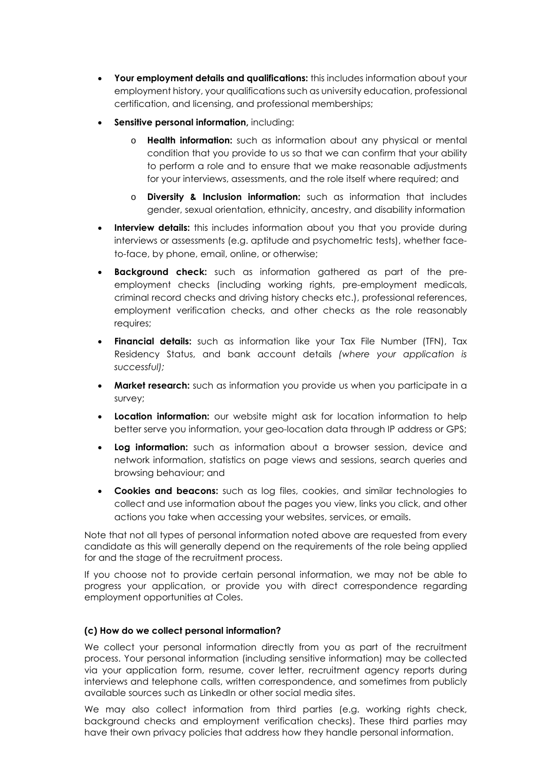- **Your employment details and qualifications:** this includes information about your employment history, your qualifications such as university education, professional certification, and licensing, and professional memberships;
- **Sensitive personal information,** including:
  - **Health information:** such as information about any physical or mental condition that you provide to us so that we can confirm that your ability to perform a role and to ensure that we make reasonable adjustments for your interviews, assessments, and the role itself where required; and
  - **Diversity & Inclusion information:** such as information that includes gender, sexual orientation, ethnicity, ancestry, and disability information
- **Interview details:** this includes information about you that you provide during interviews or assessments (e.g. aptitude and psychometric tests), whether face-to-face, by phone, email, online, or otherwise;
- **Background check:** such as information gathered as part of the pre-employment checks (including working rights, pre-employment medicals, criminal record checks and driving history checks etc.), professional references, employment verification checks, and other checks as the role reasonably requires;
- **Financial details:** such as information like your Tax File Number (TFN), Tax Residency Status, and bank account details *(where your application is successful);*
- **Market research:** such as information you provide us when you participate in a survey;
- **Location information:** our website might ask for location information to help better serve you information, your geo-location data through IP address or GPS;
- **Log information:** such as information about a browser session, device and network information, statistics on page views and sessions, search queries and browsing behaviour; and
- **Cookies and beacons:** such as log files, cookies, and similar technologies to collect and use information about the pages you view, links you click, and other actions you take when accessing your websites, services, or emails.

Note that not all types of personal information noted above are requested from every candidate as this will generally depend on the requirements of the role being applied for and the stage of the recruitment process.

If you choose not to provide certain personal information, we may not be able to progress your application, or provide you with direct correspondence regarding employment opportunities at Coles.

### (c) How do we collect personal information?

We collect your personal information directly from you as part of the recruitment process. Your personal information (including sensitive information) may be collected via your application form, resume, cover letter, recruitment agency reports during interviews and telephone calls, written correspondence, and sometimes from publicly available sources such as LinkedIn or other social media sites.

We may also collect information from third parties (e.g. working rights check, background checks and employment verification checks). These third parties may have their own privacy policies that address how they handle personal information.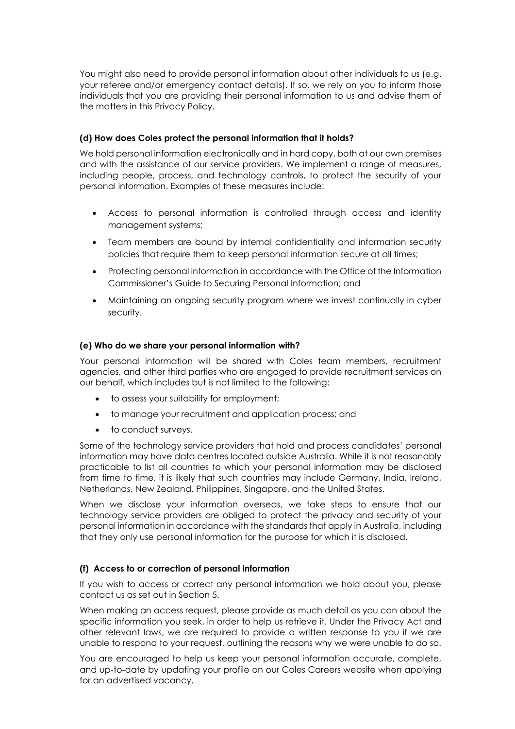You might also need to provide personal information about other individuals to us (e.g. your referee and/or emergency contact details). If so, we rely on you to inform those individuals that you are providing their personal information to us and advise them of the matters in this Privacy Policy.

### (d) How does Coles protect the personal information that it holds?

We hold personal information electronically and in hard copy, both at our own premises and with the assistance of our service providers. We implement a range of measures, including people, process, and technology controls, to protect the security of your personal information. Examples of these measures include:

- Access to personal information is controlled through access and identity management systems;
- Team members are bound by internal confidentiality and information security policies that require them to keep personal information secure at all times;
- Protecting personal information in accordance with the Office of the Information Commissioner's Guide to Securing Personal Information; and
- Maintaining an ongoing security program where we invest continually in cyber security.

### (e) Who do we share your personal information with?

Your personal information will be shared with Coles team members, recruitment agencies, and other third parties who are engaged to provide recruitment services on our behalf, which includes but is not limited to the following:

- to assess your suitability for employment;
- to manage your recruitment and application process; and
- to conduct surveys.

Some of the technology service providers that hold and process candidates' personal information may have data centres located outside Australia. While it is not reasonably practicable to list all countries to which your personal information may be disclosed from time to time, it is likely that such countries may include Germany, India, Ireland, Netherlands, New Zealand, Philippines, Singapore, and the United States.

When we disclose your information overseas, we take steps to ensure that our technology service providers are obliged to protect the privacy and security of your personal information in accordance with the standards that apply in Australia, including that they only use personal information for the purpose for which it is disclosed.

### (f) Access to or correction of personal information

If you wish to access or correct any personal information we hold about you, please contact us as set out in Section 5.

When making an access request, please provide as much detail as you can about the specific information you seek, in order to help us retrieve it. Under the Privacy Act and other relevant laws, we are required to provide a written response to you if we are unable to respond to your request, outlining the reasons why we were unable to do so.

You are encouraged to help us keep your personal information accurate, complete, and up-to-date by updating your profile on our Coles Careers website when applying for an advertised vacancy.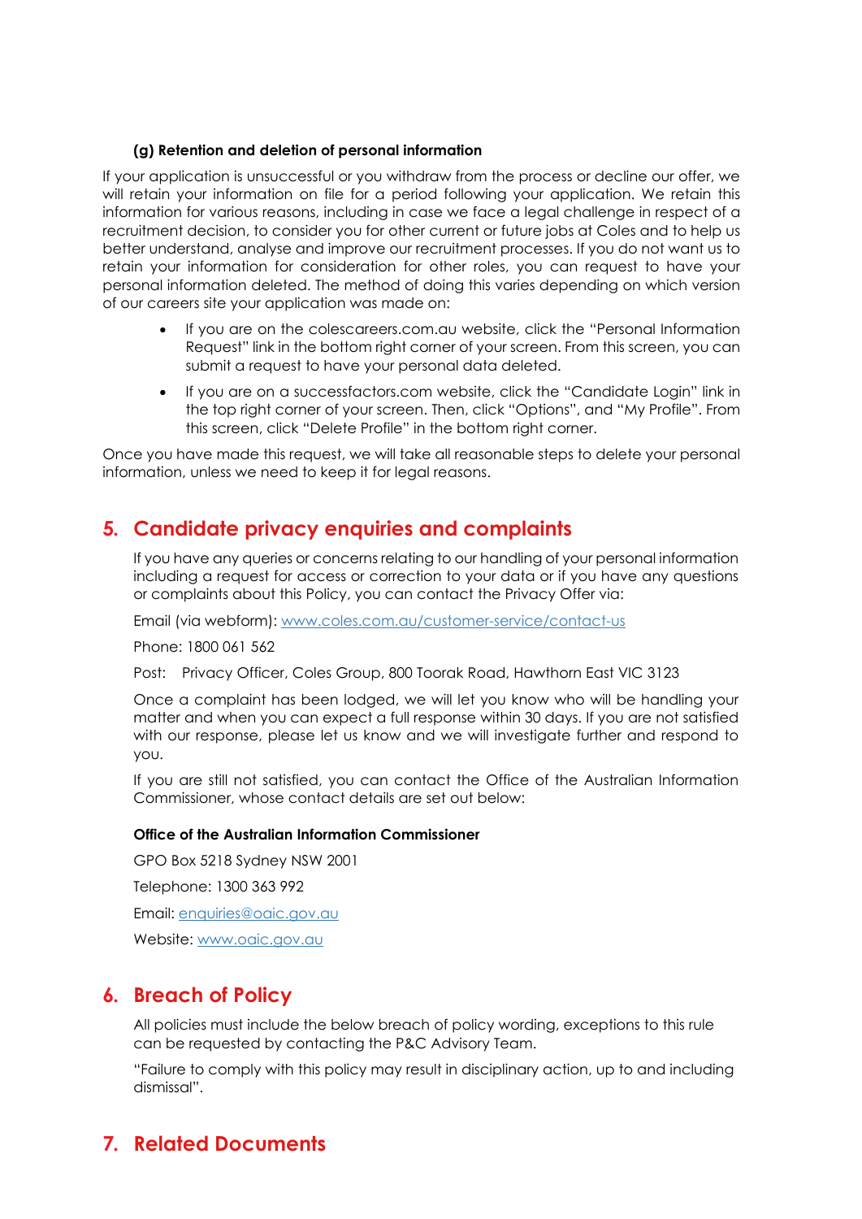#### (g) Retention and deletion of personal information

If your application is unsuccessful or you withdraw from the process or decline our offer, we will retain your information on file for a period following your application. We retain this information for various reasons, including in case we face a legal challenge in respect of a recruitment decision, to consider you for other current or future jobs at Coles and to help us better understand, analyse and improve our recruitment processes. If you do not want us to retain your information for consideration for other roles, you can request to have your personal information deleted. The method of doing this varies depending on which version of our careers site your application was made on:

- If you are on the colescareers.com.au website, click the "Personal Information Request" link in the bottom right corner of your screen. From this screen, you can submit a request to have your personal data deleted.
- If you are on a successfactors.com website, click the "Candidate Login" link in the top right corner of your screen. Then, click "Options", and "My Profile". From this screen, click "Delete Profile" in the bottom right corner.

Once you have made this request, we will take all reasonable steps to delete your personal information, unless we need to keep it for legal reasons.

## 5. Candidate privacy enquiries and complaints

If you have any queries or concerns relating to our handling of your personal information including a request for access or correction to your data or if you have any questions or complaints about this Policy, you can contact the Privacy Offer via:

Email (via webform): [www.coles.com.au/customer-service/contact-us](www.coles.com.au/customer-service/contact-us)

Phone: 1800 061 562

Post: Privacy Officer, Coles Group, 800 Toorak Road, Hawthorn East VIC 3123

Once a complaint has been lodged, we will let you know who will be handling your matter and when you can expect a full response within 30 days. If you are not satisfied with our response, please let us know and we will investigate further and respond to you.

If you are still not satisfied, you can contact the Office of the Australian Information Commissioner, whose contact details are set out below:

**Office of the Australian Information Commissioner**

GPO Box 5218 Sydney NSW 2001

Telephone: 1300 363 992

Email: [enquiries@oaic.gov.au](mailto:enquiries@oaic.gov.au)

Website: [www.oaic.gov.au](www.oaic.gov.au)

## 6. Breach of Policy

All policies must include the below breach of policy wording, exceptions to this rule can be requested by contacting the P&C Advisory Team.

"Failure to comply with this policy may result in disciplinary action, up to and including dismissal".

## 7. Related Documents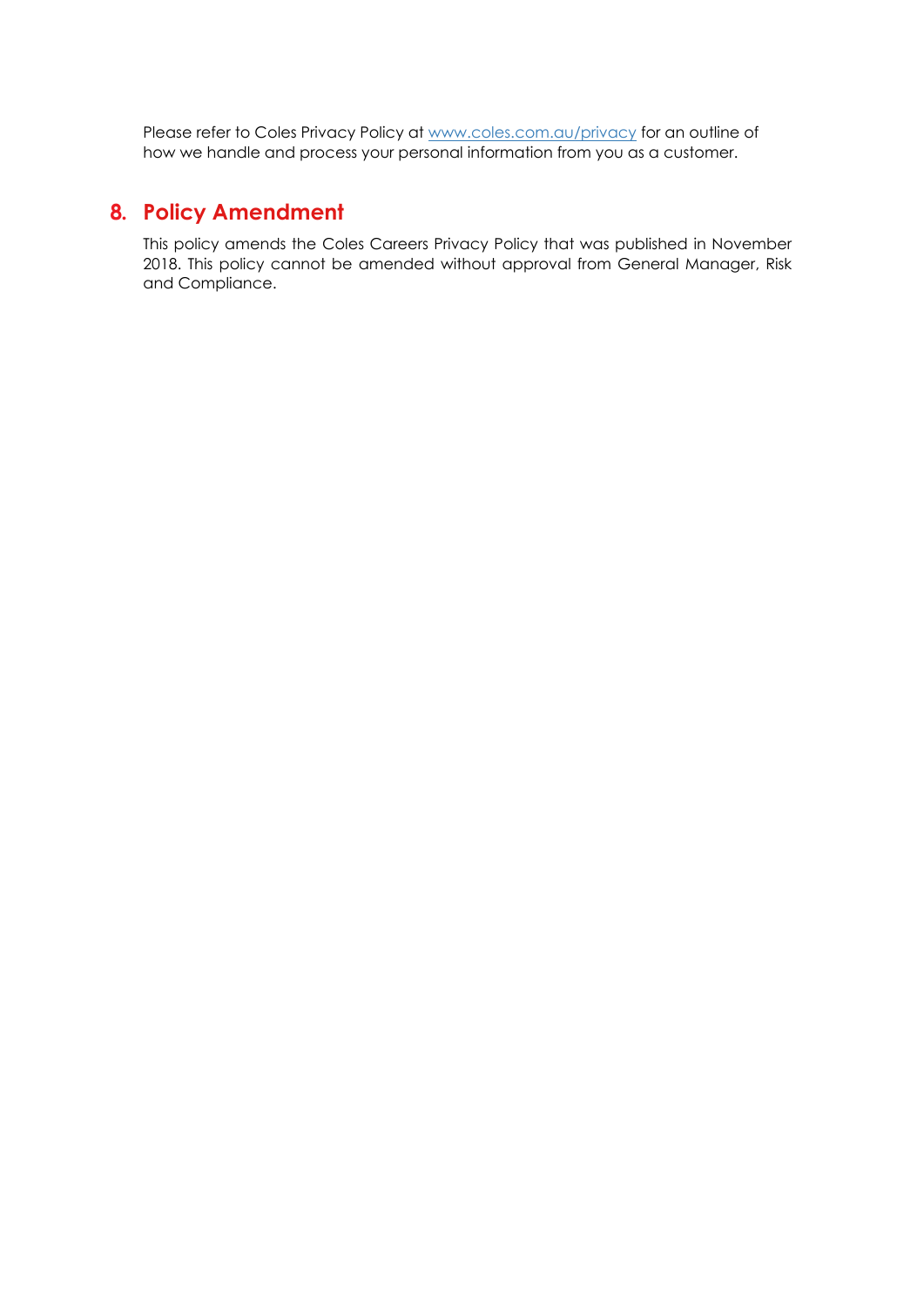Please refer to Coles Privacy Policy at [www.coles.com.au/privacy](http://www.coles.com.au/privacy) for an outline of how we handle and process your personal information from you as a customer.

## 8. Policy Amendment

This policy amends the Coles Careers Privacy Policy that was published in November 2018. This policy cannot be amended without approval from General Manager, Risk and Compliance.